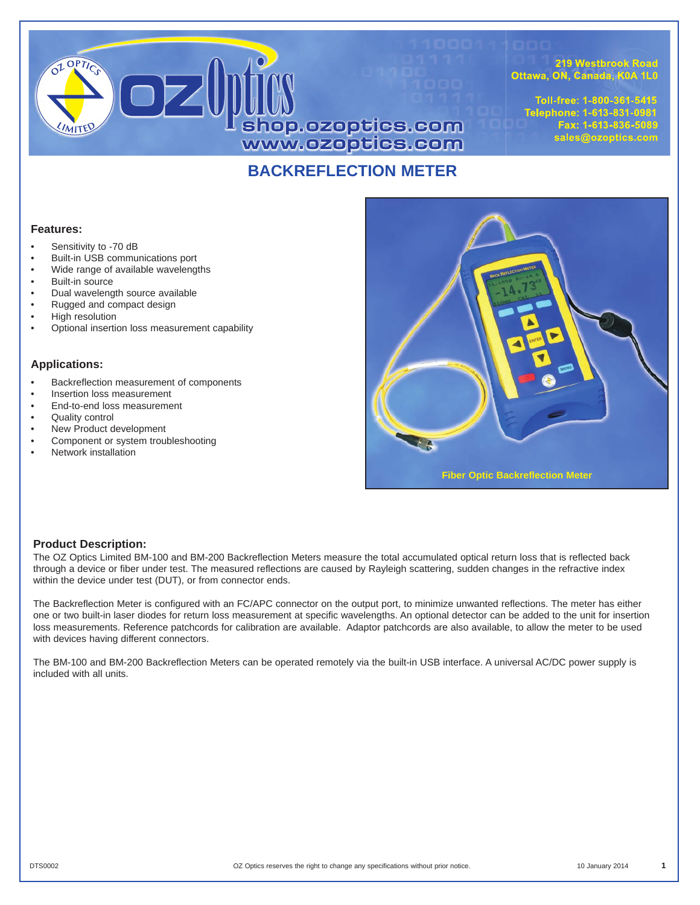OZ Optics Limited

shop.ozoptics.com
www.ozoptics.com

219 Westbrook Road
Ottawa, ON, Canada, K0A 1L0

Toll-free: 1-800-361-5415
Telephone: 1-613-831-0981
Fax: 1-613-836-5089
sales@ozoptics.com

# BACKREFLECTION METER

## Features:

- Sensitivity to -70 dB
- Built-in USB communications port
- Wide range of available wavelengths
- Built-in source
- Dual wavelength source available
- Rugged and compact design
- High resolution
- Optional insertion loss measurement capability

## Applications:

- Backreflection measurement of components
- Insertion loss measurement
- End-to-end loss measurement
- Quality control
- New Product development
- Component or system troubleshooting
- Network installation

Fiber Optic Backreflection Meter

## Product Description:

The OZ Optics Limited BM-100 and BM-200 Backreflection Meters measure the total accumulated optical return loss that is reflected back through a device or fiber under test. The measured reflections are caused by Rayleigh scattering, sudden changes in the refractive index within the device under test (DUT), or from connector ends.

The Backreflection Meter is configured with an FC/APC connector on the output port, to minimize unwanted reflections. The meter has either one or two built-in laser diodes for return loss measurement at specific wavelengths. An optional detector can be added to the unit for insertion loss measurements. Reference patchcords for calibration are available. Adaptor patchcords are also available, to allow the meter to be used with devices having different connectors.

The BM-100 and BM-200 Backreflection Meters can be operated remotely via the built-in USB interface. A universal AC/DC power supply is included with all units.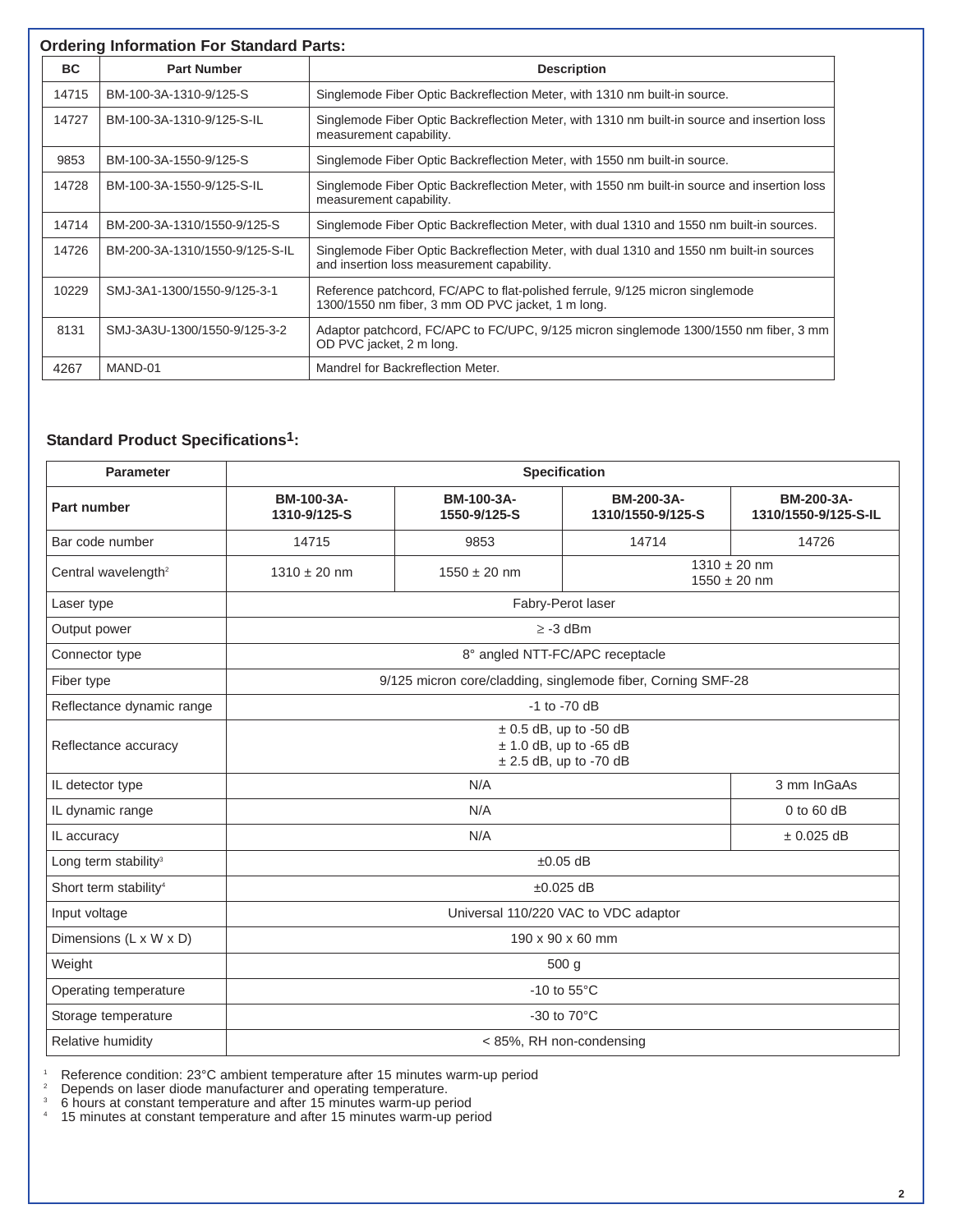## Ordering Information For Standard Parts:

| BC | Part Number | Description |
|---|---|---|
| 14715 | BM-100-3A-1310-9/125-S | Singlemode Fiber Optic Backreflection Meter, with 1310 nm built-in source. |
| 14727 | BM-100-3A-1310-9/125-S-IL | Singlemode Fiber Optic Backreflection Meter, with 1310 nm built-in source and insertion loss measurement capability. |
| 9853 | BM-100-3A-1550-9/125-S | Singlemode Fiber Optic Backreflection Meter, with 1550 nm built-in source. |
| 14728 | BM-100-3A-1550-9/125-S-IL | Singlemode Fiber Optic Backreflection Meter, with 1550 nm built-in source and insertion loss measurement capability. |
| 14714 | BM-200-3A-1310/1550-9/125-S | Singlemode Fiber Optic Backreflection Meter, with dual 1310 and 1550 nm built-in sources. |
| 14726 | BM-200-3A-1310/1550-9/125-S-IL | Singlemode Fiber Optic Backreflection Meter, with dual 1310 and 1550 nm built-in sources and insertion loss measurement capability. |
| 10229 | SMJ-3A1-1300/1550-9/125-3-1 | Reference patchcord, FC/APC to flat-polished ferrule, 9/125 micron singlemode 1300/1550 nm fiber, 3 mm OD PVC jacket, 1 m long. |
| 8131 | SMJ-3A3U-1300/1550-9/125-3-2 | Adaptor patchcord, FC/APC to FC/UPC, 9/125 micron singlemode 1300/1550 nm fiber, 3 mm OD PVC jacket, 2 m long. |
| 4267 | MAND-01 | Mandrel for Backreflection Meter. |

## Standard Product Specifications[1]:

| Parameter | Specification | | | |
|---|---|---|---|---|
| **Part number** | **BM-100-3A-1310-9/125-S** | **BM-100-3A-1550-9/125-S** | **BM-200-3A-1310/1550-9/125-S** | **BM-200-3A-1310/1550-9/125-S-IL** |
| Bar code number | 14715 | 9853 | 14714 | 14726 |
| Central wavelength[2] | 1310 ± 20 nm | 1550 ± 20 nm | 1310 ± 20 nm<br>1550 ± 20 nm | |
| Laser type | Fabry-Perot laser | | | |
| Output power | ≥ -3 dBm | | | |
| Connector type | 8° angled NTT-FC/APC receptacle | | | |
| Fiber type | 9/125 micron core/cladding, singlemode fiber, Corning SMF-28 | | | |
| Reflectance dynamic range | -1 to -70 dB | | | |
| Reflectance accuracy | ± 0.5 dB, up to -50 dB<br>± 1.0 dB, up to -65 dB<br>± 2.5 dB, up to -70 dB | | | |
| IL detector type | N/A | | | 3 mm InGaAs |
| IL dynamic range | N/A | | | 0 to 60 dB |
| IL accuracy | N/A | | | ± 0.025 dB |
| Long term stability[3] | ±0.05 dB | | | |
| Short term stability[4] | ±0.025 dB | | | |
| Input voltage | Universal 110/220 VAC to VDC adaptor | | | |
| Dimensions (L x W x D) | 190 x 90 x 60 mm | | | |
| Weight | 500 g | | | |
| Operating temperature | -10 to 55°C | | | |
| Storage temperature | -30 to 70°C | | | |
| Relative humidity | < 85%, RH non-condensing | | | |

[1] Reference condition: 23°C ambient temperature after 15 minutes warm-up period
[2] Depends on laser diode manufacturer and operating temperature.
[3] 6 hours at constant temperature and after 15 minutes warm-up period
[4] 15 minutes at constant temperature and after 15 minutes warm-up period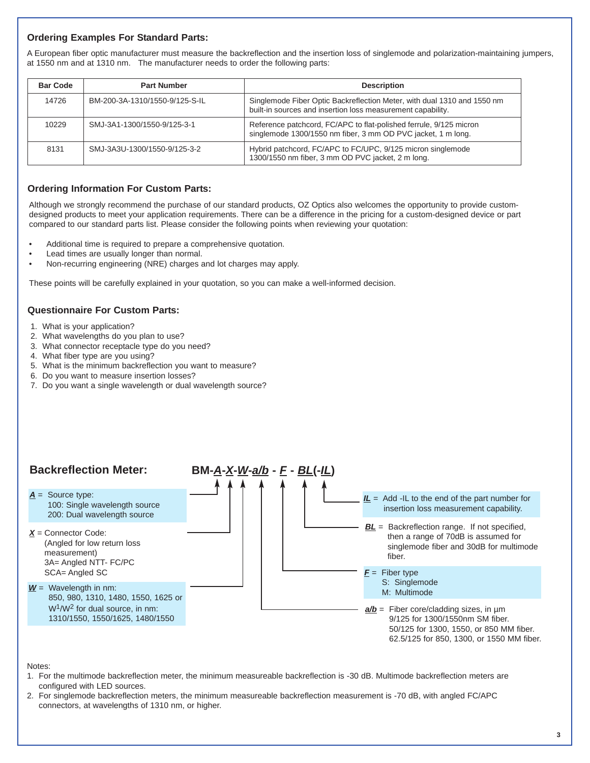### Ordering Examples For Standard Parts:

A European fiber optic manufacturer must measure the backreflection and the insertion loss of singlemode and polarization-maintaining jumpers, at 1550 nm and at 1310 nm. The manufacturer needs to order the following parts:

| Bar Code | Part Number | Description |
|---|---|---|
| 14726 | BM-200-3A-1310/1550-9/125-S-IL | Singlemode Fiber Optic Backreflection Meter, with dual 1310 and 1550 nm built-in sources and insertion loss measurement capability. |
| 10229 | SMJ-3A1-1300/1550-9/125-3-1 | Reference patchcord, FC/APC to flat-polished ferrule, 9/125 micron singlemode 1300/1550 nm fiber, 3 mm OD PVC jacket, 1 m long. |
| 8131 | SMJ-3A3U-1300/1550-9/125-3-2 | Hybrid patchcord, FC/APC to FC/UPC, 9/125 micron singlemode 1300/1550 nm fiber, 3 mm OD PVC jacket, 2 m long. |

### Ordering Information For Custom Parts:

Although we strongly recommend the purchase of our standard products, OZ Optics also welcomes the opportunity to provide custom-designed products to meet your application requirements. There can be a difference in the pricing for a custom-designed device or part compared to our standard parts list. Please consider the following points when reviewing your quotation:

- Additional time is required to prepare a comprehensive quotation.
- Lead times are usually longer than normal.
- Non-recurring engineering (NRE) charges and lot charges may apply.

These points will be carefully explained in your quotation, so you can make a well-informed decision.

### Questionnaire For Custom Parts:

1. What is your application?
2. What wavelengths do you plan to use?
3. What connector receptacle type do you need?
4. What fiber type are you using?
5. What is the minimum backreflection you want to measure?
6. Do you want to measure insertion losses?
7. Do you want a single wavelength or dual wavelength source?

## Backreflection Meter: BM-*A*-*X*-*W*-*a/b* - *F* - *BL*(-*IL*)

***A*** = Source type:
100: Single wavelength source
200: Dual wavelength source

***X*** = Connector Code:
(Angled for low return loss measurement)
3A= Angled NTT- FC/PC
SCA= Angled SC

***W*** = Wavelength in nm:
850, 980, 1310, 1480, 1550, 1625 or $W^1/W^2$ for dual source, in nm:
1310/1550, 1550/1625, 1480/1550

***IL*** = Add -IL to the end of the part number for insertion loss measurement capability.

***BL*** = Backreflection range. If not specified, then a range of 70dB is assumed for singlemode fiber and 30dB for multimode fiber.

***F*** = Fiber type
S: Singlemode
M: Multimode

***a/b*** = Fiber core/cladding sizes, in µm
9/125 for 1300/1550nm SM fiber.
50/125 for 1300, 1550, or 850 MM fiber.
62.5/125 for 850, 1300, or 1550 MM fiber.

Notes:

1. For the multimode backreflection meter, the minimum measureable backreflection is -30 dB. Multimode backreflection meters are configured with LED sources.
2. For singlemode backreflection meters, the minimum measureable backreflection measurement is -70 dB, with angled FC/APC connectors, at wavelengths of 1310 nm, or higher.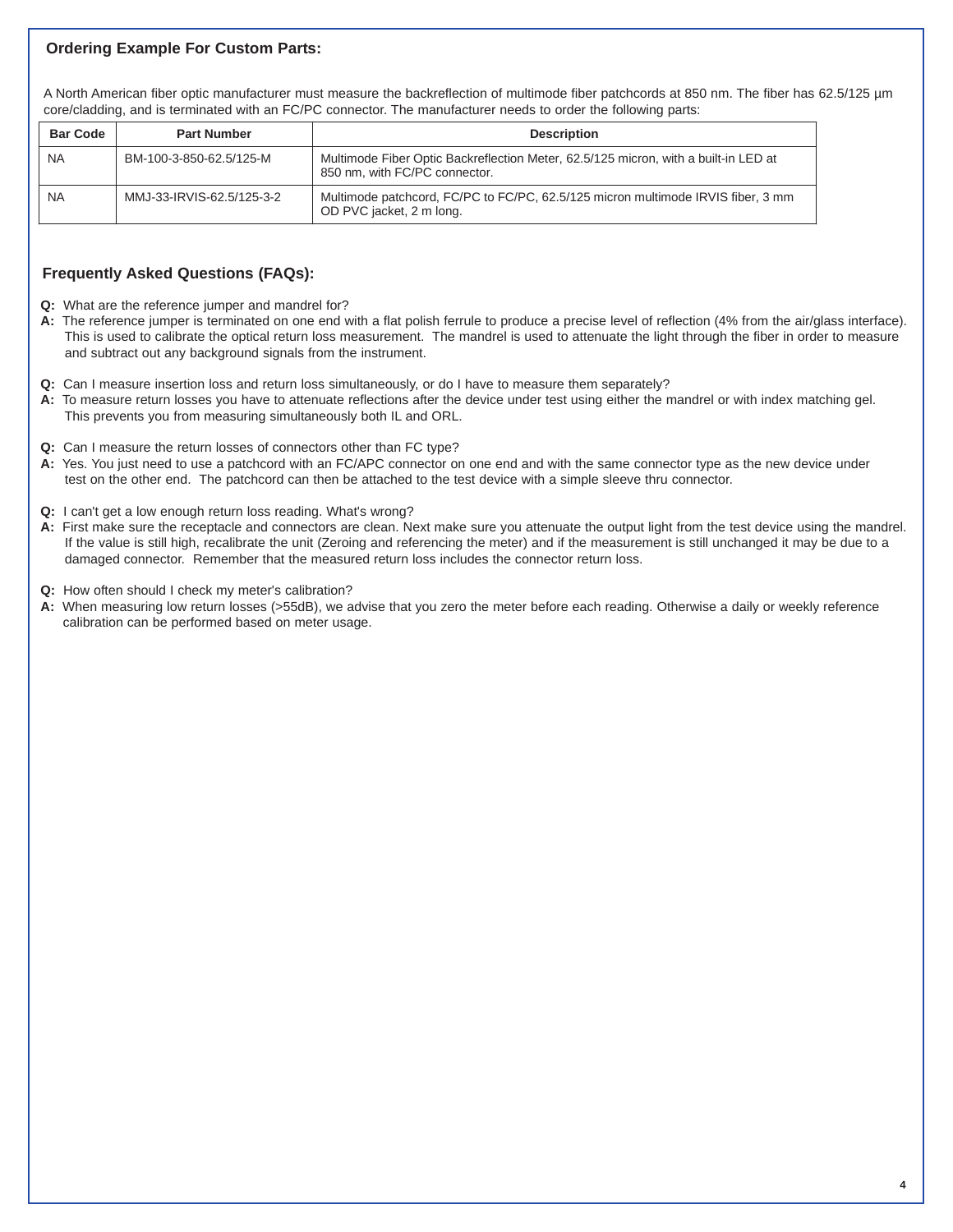### Ordering Example For Custom Parts:

A North American fiber optic manufacturer must measure the backreflection of multimode fiber patchcords at 850 nm. The fiber has 62.5/125 µm core/cladding, and is terminated with an FC/PC connector. The manufacturer needs to order the following parts:

| Bar Code | Part Number | Description |
|---|---|---|
| NA | BM-100-3-850-62.5/125-M | Multimode Fiber Optic Backreflection Meter, 62.5/125 micron, with a built-in LED at 850 nm, with FC/PC connector. |
| NA | MMJ-33-IRVIS-62.5/125-3-2 | Multimode patchcord, FC/PC to FC/PC, 62.5/125 micron multimode IRVIS fiber, 3 mm OD PVC jacket, 2 m long. |

### Frequently Asked Questions (FAQs):

**Q:** What are the reference jumper and mandrel for?
**A:** The reference jumper is terminated on one end with a flat polish ferrule to produce a precise level of reflection (4% from the air/glass interface). This is used to calibrate the optical return loss measurement. The mandrel is used to attenuate the light through the fiber in order to measure and subtract out any background signals from the instrument.

**Q:** Can I measure insertion loss and return loss simultaneously, or do I have to measure them separately?
**A:** To measure return losses you have to attenuate reflections after the device under test using either the mandrel or with index matching gel. This prevents you from measuring simultaneously both IL and ORL.

**Q:** Can I measure the return losses of connectors other than FC type?
**A:** Yes. You just need to use a patchcord with an FC/APC connector on one end and with the same connector type as the new device under test on the other end. The patchcord can then be attached to the test device with a simple sleeve thru connector.

**Q:** I can't get a low enough return loss reading. What's wrong?
**A:** First make sure the receptacle and connectors are clean. Next make sure you attenuate the output light from the test device using the mandrel. If the value is still high, recalibrate the unit (Zeroing and referencing the meter) and if the measurement is still unchanged it may be due to a damaged connector. Remember that the measured return loss includes the connector return loss.

**Q:** How often should I check my meter's calibration?
**A:** When measuring low return losses (>55dB), we advise that you zero the meter before each reading. Otherwise a daily or weekly reference calibration can be performed based on meter usage.